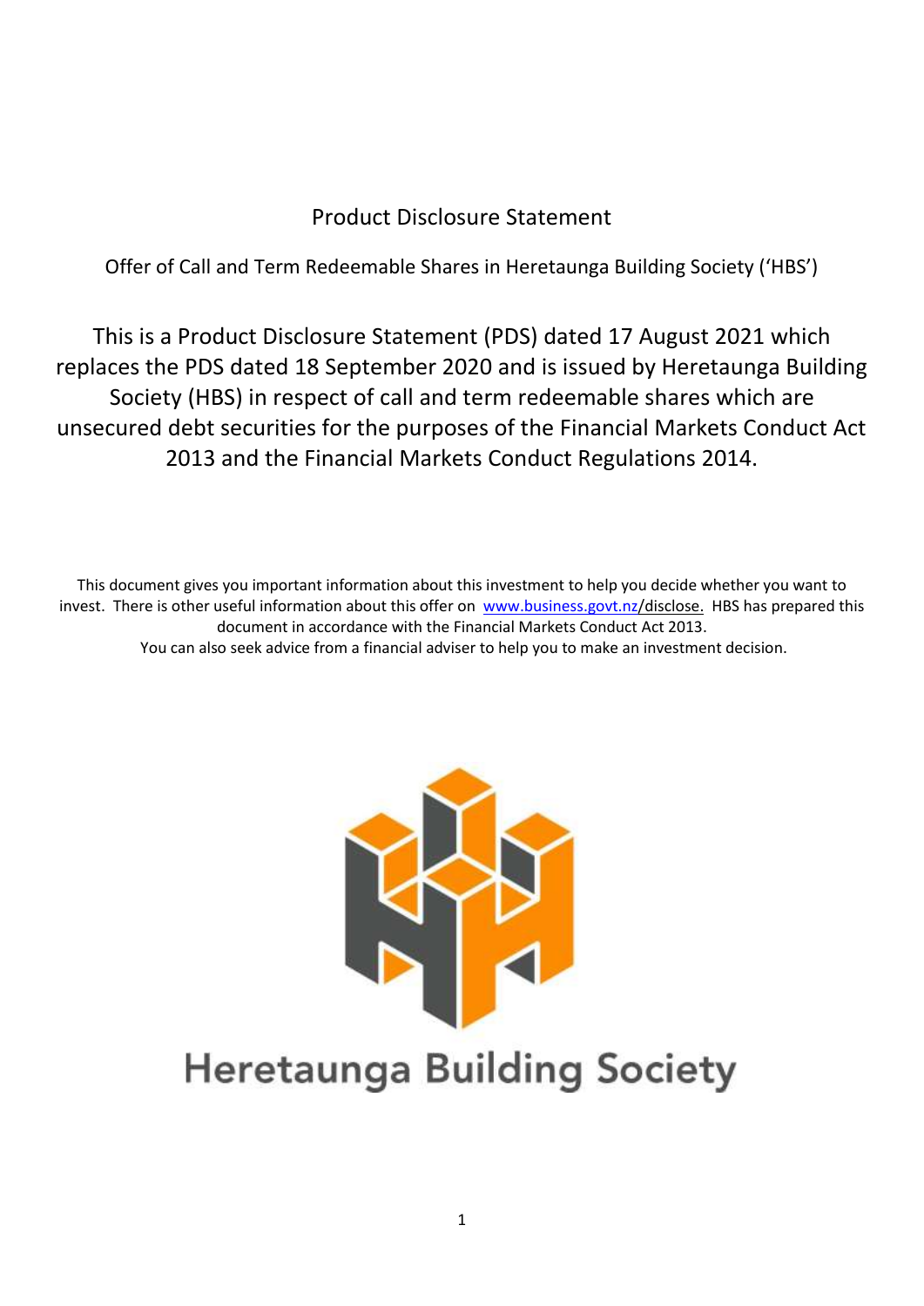# Product Disclosure Statement

Offer of Call and Term Redeemable Shares in Heretaunga Building Society ('HBS')

This is a Product Disclosure Statement (PDS) dated 17 August 2021 which replaces the PDS dated 18 September 2020 and is issued by Heretaunga Building Society (HBS) in respect of call and term redeemable shares which are unsecured debt securities for the purposes of the Financial Markets Conduct Act 2013 and the Financial Markets Conduct Regulations 2014.

This document gives you important information about this investment to help you decide whether you want to invest. There is other useful information about this offer on www.business.govt.nz/disclose. HBS has prepared this document in accordance with the Financial Markets Conduct Act 2013.
You can also seek advice from a financial adviser to help you to make an investment decision.

Heretaunga Building Society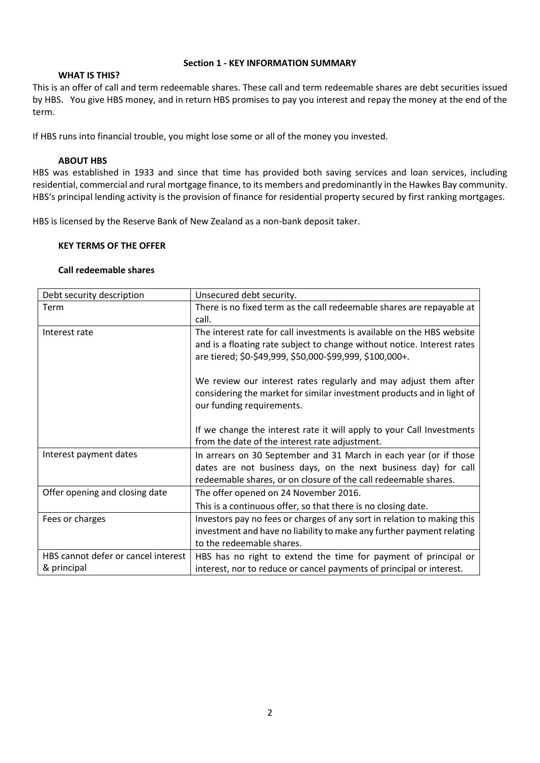## Section 1 - KEY INFORMATION SUMMARY

### WHAT IS THIS?

This is an offer of call and term redeemable shares. These call and term redeemable shares are debt securities issued by HBS. You give HBS money, and in return HBS promises to pay you interest and repay the money at the end of the term.

If HBS runs into financial trouble, you might lose some or all of the money you invested.

### ABOUT HBS

HBS was established in 1933 and since that time has provided both saving services and loan services, including residential, commercial and rural mortgage finance, to its members and predominantly in the Hawkes Bay community. HBS's principal lending activity is the provision of finance for residential property secured by first ranking mortgages.

HBS is licensed by the Reserve Bank of New Zealand as a non-bank deposit taker.

### KEY TERMS OF THE OFFER

#### Call redeemable shares

| | |
|---|---|
| Debt security description | Unsecured debt security. |
| Term | There is no fixed term as the call redeemable shares are repayable at call. |
| Interest rate | The interest rate for call investments is available on the HBS website and is a floating rate subject to change without notice. Interest rates are tiered; $0-$49,999, $50,000-$99,999, $100,000+.<br><br>We review our interest rates regularly and may adjust them after considering the market for similar investment products and in light of our funding requirements.<br><br>If we change the interest rate it will apply to your Call Investments from the date of the interest rate adjustment. |
| Interest payment dates | In arrears on 30 September and 31 March in each year (or if those dates are not business days, on the next business day) for call redeemable shares, or on closure of the call redeemable shares. |
| Offer opening and closing date | The offer opened on 24 November 2016.<br>This is a continuous offer, so that there is no closing date. |
| Fees or charges | Investors pay no fees or charges of any sort in relation to making this investment and have no liability to make any further payment relating to the redeemable shares. |
| HBS cannot defer or cancel interest & principal | HBS has no right to extend the time for payment of principal or interest, nor to reduce or cancel payments of principal or interest. |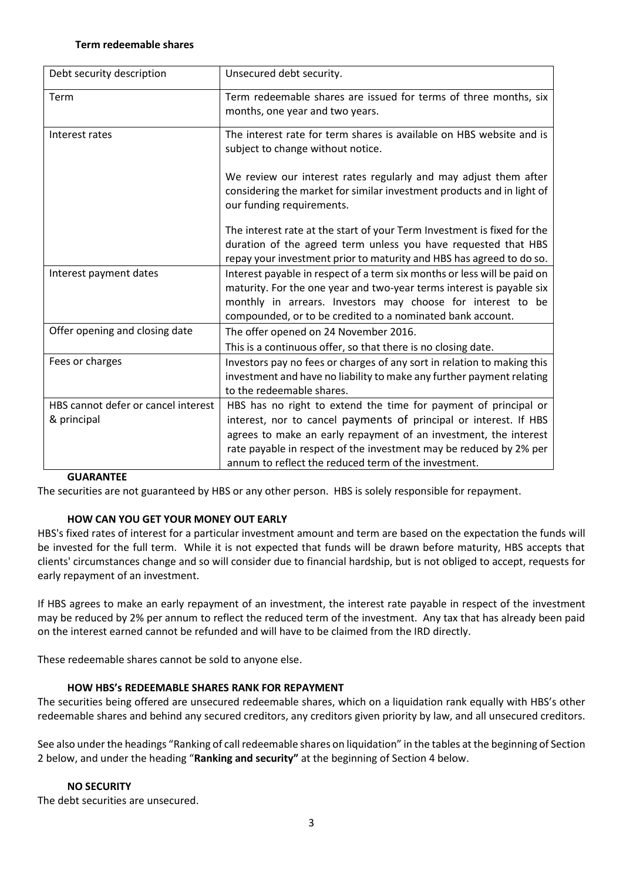**Term redeemable shares**

| Debt security description | Unsecured debt security. |
|---|---|
| Term | Term redeemable shares are issued for terms of three months, six months, one year and two years. |
| Interest rates | The interest rate for term shares is available on HBS website and is subject to change without notice.<br><br>We review our interest rates regularly and may adjust them after considering the market for similar investment products and in light of our funding requirements.<br><br>The interest rate at the start of your Term Investment is fixed for the duration of the agreed term unless you have requested that HBS repay your investment prior to maturity and HBS has agreed to do so. |
| Interest payment dates | Interest payable in respect of a term six months or less will be paid on maturity. For the one year and two-year terms interest is payable six monthly in arrears. Investors may choose for interest to be compounded, or to be credited to a nominated bank account. |
| Offer opening and closing date | The offer opened on 24 November 2016.<br>This is a continuous offer, so that there is no closing date. |
| Fees or charges | Investors pay no fees or charges of any sort in relation to making this investment and have no liability to make any further payment relating to the redeemable shares. |
| HBS cannot defer or cancel interest & principal | HBS has no right to extend the time for payment of principal or interest, nor to cancel payments of principal or interest. If HBS agrees to make an early repayment of an investment, the interest rate payable in respect of the investment may be reduced by 2% per annum to reflect the reduced term of the investment. |

**GUARANTEE**

The securities are not guaranteed by HBS or any other person. HBS is solely responsible for repayment.

**HOW CAN YOU GET YOUR MONEY OUT EARLY**

HBS's fixed rates of interest for a particular investment amount and term are based on the expectation the funds will be invested for the full term. While it is not expected that funds will be drawn before maturity, HBS accepts that clients' circumstances change and so will consider due to financial hardship, but is not obliged to accept, requests for early repayment of an investment.

If HBS agrees to make an early repayment of an investment, the interest rate payable in respect of the investment may be reduced by 2% per annum to reflect the reduced term of the investment. Any tax that has already been paid on the interest earned cannot be refunded and will have to be claimed from the IRD directly.

These redeemable shares cannot be sold to anyone else.

**HOW HBS's REDEEMABLE SHARES RANK FOR REPAYMENT**

The securities being offered are unsecured redeemable shares, which on a liquidation rank equally with HBS's other redeemable shares and behind any secured creditors, any creditors given priority by law, and all unsecured creditors.

See also under the headings "Ranking of call redeemable shares on liquidation" in the tables at the beginning of Section 2 below, and under the heading "**Ranking and security"** at the beginning of Section 4 below.

**NO SECURITY**

The debt securities are unsecured.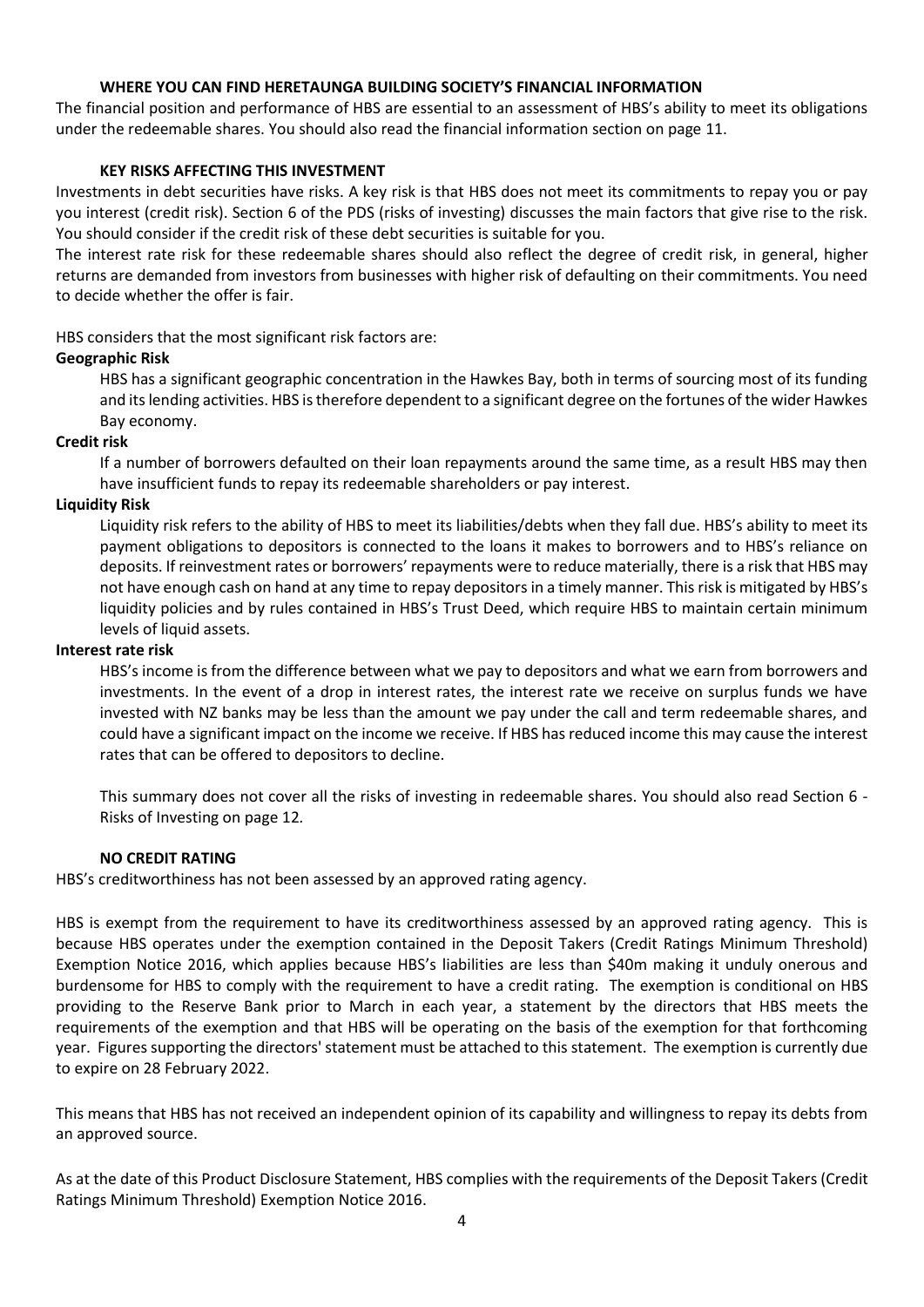## WHERE YOU CAN FIND HERETAUNGA BUILDING SOCIETY'S FINANCIAL INFORMATION

The financial position and performance of HBS are essential to an assessment of HBS's ability to meet its obligations under the redeemable shares. You should also read the financial information section on page 11.

## KEY RISKS AFFECTING THIS INVESTMENT

Investments in debt securities have risks. A key risk is that HBS does not meet its commitments to repay you or pay you interest (credit risk). Section 6 of the PDS (risks of investing) discusses the main factors that give rise to the risk. You should consider if the credit risk of these debt securities is suitable for you.

The interest rate risk for these redeemable shares should also reflect the degree of credit risk, in general, higher returns are demanded from investors from businesses with higher risk of defaulting on their commitments. You need to decide whether the offer is fair.

HBS considers that the most significant risk factors are:

**Geographic Risk**

HBS has a significant geographic concentration in the Hawkes Bay, both in terms of sourcing most of its funding and its lending activities. HBS is therefore dependent to a significant degree on the fortunes of the wider Hawkes Bay economy.

**Credit risk**

If a number of borrowers defaulted on their loan repayments around the same time, as a result HBS may then have insufficient funds to repay its redeemable shareholders or pay interest.

**Liquidity Risk**

Liquidity risk refers to the ability of HBS to meet its liabilities/debts when they fall due. HBS's ability to meet its payment obligations to depositors is connected to the loans it makes to borrowers and to HBS's reliance on deposits. If reinvestment rates or borrowers' repayments were to reduce materially, there is a risk that HBS may not have enough cash on hand at any time to repay depositors in a timely manner. This risk is mitigated by HBS's liquidity policies and by rules contained in HBS's Trust Deed, which require HBS to maintain certain minimum levels of liquid assets.

**Interest rate risk**

HBS's income is from the difference between what we pay to depositors and what we earn from borrowers and investments. In the event of a drop in interest rates, the interest rate we receive on surplus funds we have invested with NZ banks may be less than the amount we pay under the call and term redeemable shares, and could have a significant impact on the income we receive. If HBS has reduced income this may cause the interest rates that can be offered to depositors to decline.

This summary does not cover all the risks of investing in redeemable shares. You should also read Section 6 - Risks of Investing on page 12.

## NO CREDIT RATING

HBS's creditworthiness has not been assessed by an approved rating agency.

HBS is exempt from the requirement to have its creditworthiness assessed by an approved rating agency. This is because HBS operates under the exemption contained in the Deposit Takers (Credit Ratings Minimum Threshold) Exemption Notice 2016, which applies because HBS's liabilities are less than $40m making it unduly onerous and burdensome for HBS to comply with the requirement to have a credit rating. The exemption is conditional on HBS providing to the Reserve Bank prior to March in each year, a statement by the directors that HBS meets the requirements of the exemption and that HBS will be operating on the basis of the exemption for that forthcoming year. Figures supporting the directors' statement must be attached to this statement. The exemption is currently due to expire on 28 February 2022.

This means that HBS has not received an independent opinion of its capability and willingness to repay its debts from an approved source.

As at the date of this Product Disclosure Statement, HBS complies with the requirements of the Deposit Takers (Credit Ratings Minimum Threshold) Exemption Notice 2016.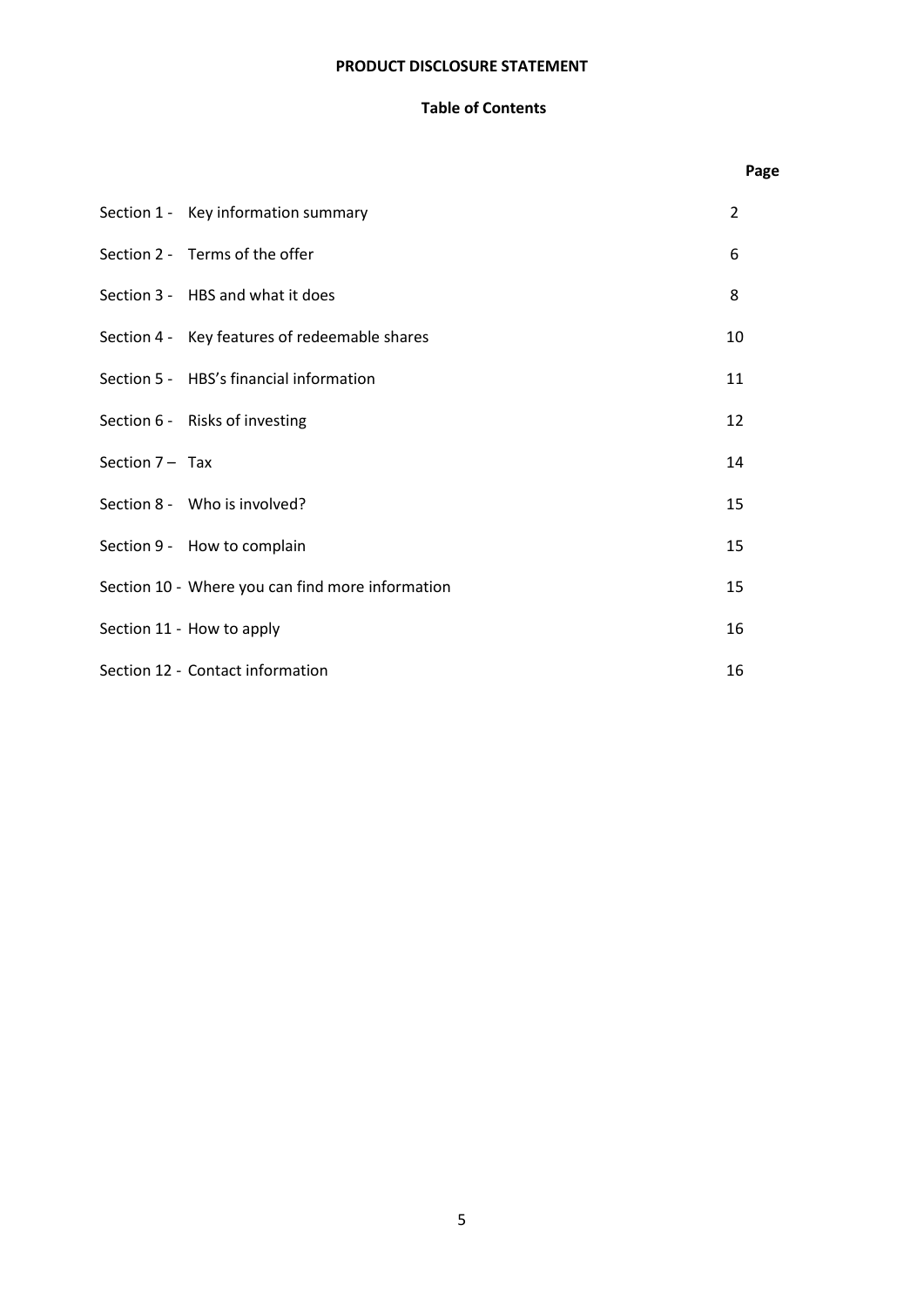# PRODUCT DISCLOSURE STATEMENT

## Table of Contents

| | Page |
|---|---|
| Section 1 - Key information summary | 2 |
| Section 2 - Terms of the offer | 6 |
| Section 3 - HBS and what it does | 8 |
| Section 4 - Key features of redeemable shares | 10 |
| Section 5 - HBS's financial information | 11 |
| Section 6 - Risks of investing | 12 |
| Section 7 – Tax | 14 |
| Section 8 - Who is involved? | 15 |
| Section 9 - How to complain | 15 |
| Section 10 - Where you can find more information | 15 |
| Section 11 - How to apply | 16 |
| Section 12 - Contact information | 16 |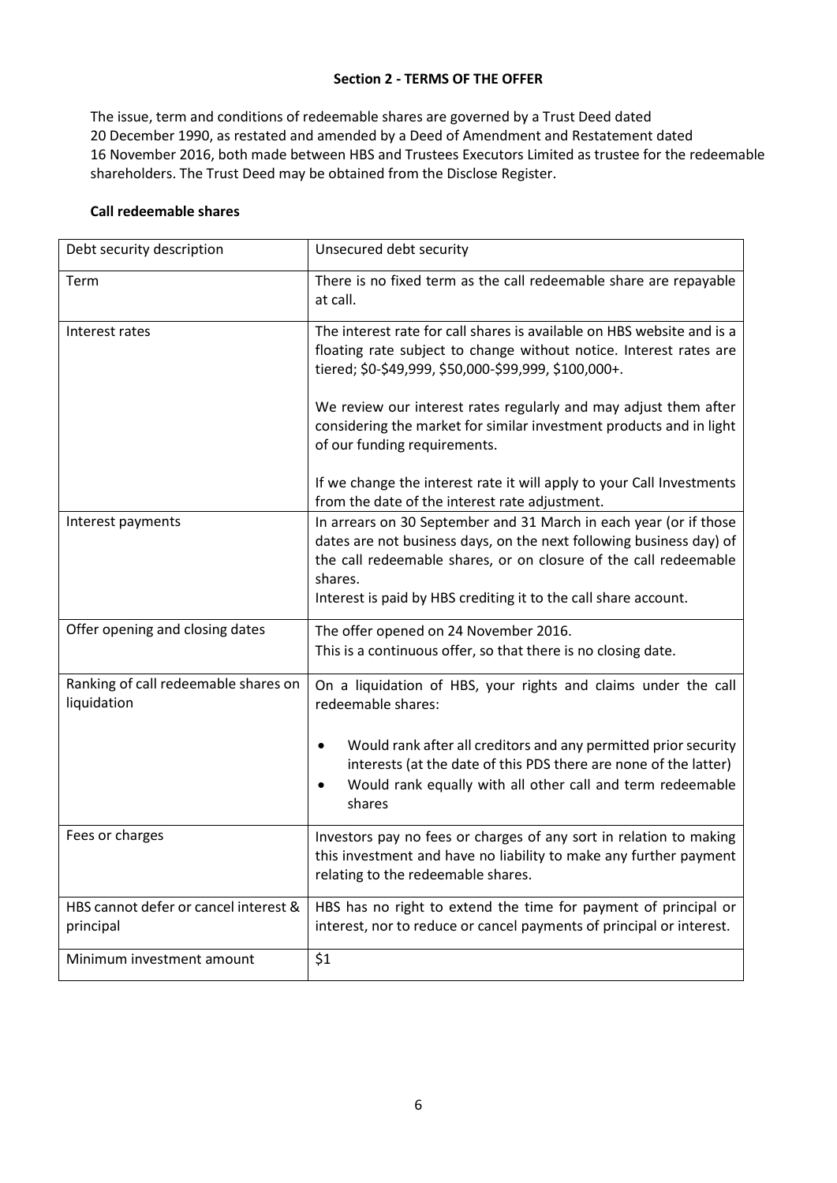## Section 2 - TERMS OF THE OFFER

The issue, term and conditions of redeemable shares are governed by a Trust Deed dated 20 December 1990, as restated and amended by a Deed of Amendment and Restatement dated 16 November 2016, both made between HBS and Trustees Executors Limited as trustee for the redeemable shareholders. The Trust Deed may be obtained from the Disclose Register.

### Call redeemable shares

| Debt security description | Unsecured debt security |
|---|---|
| Term | There is no fixed term as the call redeemable share are repayable at call. |
| Interest rates | The interest rate for call shares is available on HBS website and is a floating rate subject to change without notice. Interest rates are tiered; $0-$49,999, $50,000-$99,999, $100,000+.<br><br>We review our interest rates regularly and may adjust them after considering the market for similar investment products and in light of our funding requirements.<br><br>If we change the interest rate it will apply to your Call Investments from the date of the interest rate adjustment. |
| Interest payments | In arrears on 30 September and 31 March in each year (or if those dates are not business days, on the next following business day) of the call redeemable shares, or on closure of the call redeemable shares.<br>Interest is paid by HBS crediting it to the call share account. |
| Offer opening and closing dates | The offer opened on 24 November 2016.<br>This is a continuous offer, so that there is no closing date. |
| Ranking of call redeemable shares on liquidation | On a liquidation of HBS, your rights and claims under the call redeemable shares:<br><br>• Would rank after all creditors and any permitted prior security interests (at the date of this PDS there are none of the latter)<br>• Would rank equally with all other call and term redeemable shares |
| Fees or charges | Investors pay no fees or charges of any sort in relation to making this investment and have no liability to make any further payment relating to the redeemable shares. |
| HBS cannot defer or cancel interest & principal | HBS has no right to extend the time for payment of principal or interest, nor to reduce or cancel payments of principal or interest. |
| Minimum investment amount | $1 |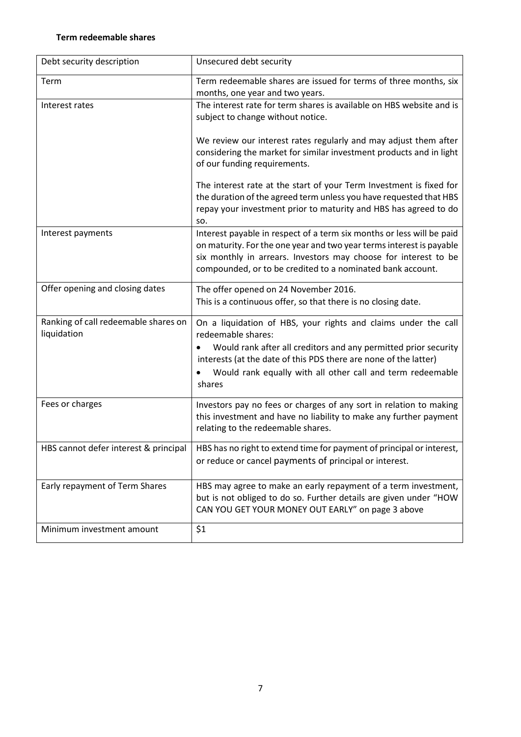**Term redeemable shares**

| | |
|---|---|
| Debt security description | Unsecured debt security |
| Term | Term redeemable shares are issued for terms of three months, six months, one year and two years. |
| Interest rates | The interest rate for term shares is available on HBS website and is subject to change without notice.<br><br>We review our interest rates regularly and may adjust them after considering the market for similar investment products and in light of our funding requirements.<br><br>The interest rate at the start of your Term Investment is fixed for the duration of the agreed term unless you have requested that HBS repay your investment prior to maturity and HBS has agreed to do so. |
| Interest payments | Interest payable in respect of a term six months or less will be paid on maturity. For the one year and two year terms interest is payable six monthly in arrears. Investors may choose for interest to be compounded, or to be credited to a nominated bank account. |
| Offer opening and closing dates | The offer opened on 24 November 2016.<br>This is a continuous offer, so that there is no closing date. |
| Ranking of call redeemable shares on liquidation | On a liquidation of HBS, your rights and claims under the call redeemable shares:<br>• Would rank after all creditors and any permitted prior security interests (at the date of this PDS there are none of the latter)<br>• Would rank equally with all other call and term redeemable shares |
| Fees or charges | Investors pay no fees or charges of any sort in relation to making this investment and have no liability to make any further payment relating to the redeemable shares. |
| HBS cannot defer interest & principal | HBS has no right to extend time for payment of principal or interest, or reduce or cancel payments of principal or interest. |
| Early repayment of Term Shares | HBS may agree to make an early repayment of a term investment, but is not obliged to do so. Further details are given under "HOW CAN YOU GET YOUR MONEY OUT EARLY" on page 3 above |
| Minimum investment amount | $1 |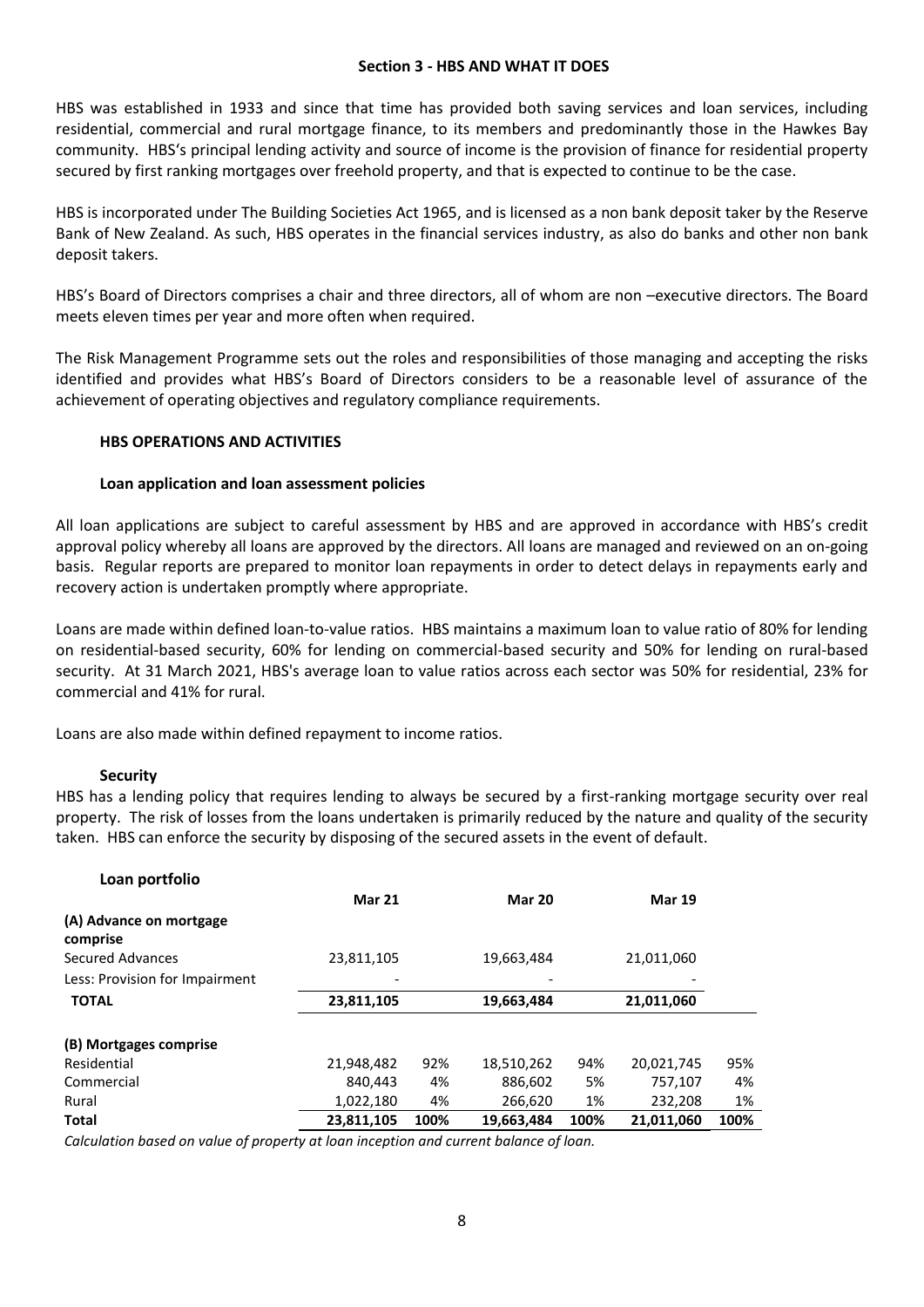## Section 3 - HBS AND WHAT IT DOES

HBS was established in 1933 and since that time has provided both saving services and loan services, including residential, commercial and rural mortgage finance, to its members and predominantly those in the Hawkes Bay community. HBS's principal lending activity and source of income is the provision of finance for residential property secured by first ranking mortgages over freehold property, and that is expected to continue to be the case.

HBS is incorporated under The Building Societies Act 1965, and is licensed as a non bank deposit taker by the Reserve Bank of New Zealand. As such, HBS operates in the financial services industry, as also do banks and other non bank deposit takers.

HBS's Board of Directors comprises a chair and three directors, all of whom are non –executive directors. The Board meets eleven times per year and more often when required.

The Risk Management Programme sets out the roles and responsibilities of those managing and accepting the risks identified and provides what HBS's Board of Directors considers to be a reasonable level of assurance of the achievement of operating objectives and regulatory compliance requirements.

### HBS OPERATIONS AND ACTIVITIES

#### Loan application and loan assessment policies

All loan applications are subject to careful assessment by HBS and are approved in accordance with HBS's credit approval policy whereby all loans are approved by the directors. All loans are managed and reviewed on an on-going basis. Regular reports are prepared to monitor loan repayments in order to detect delays in repayments early and recovery action is undertaken promptly where appropriate.

Loans are made within defined loan-to-value ratios. HBS maintains a maximum loan to value ratio of 80% for lending on residential-based security, 60% for lending on commercial-based security and 50% for lending on rural-based security. At 31 March 2021, HBS's average loan to value ratios across each sector was 50% for residential, 23% for commercial and 41% for rural.

Loans are also made within defined repayment to income ratios.

#### Security

HBS has a lending policy that requires lending to always be secured by a first-ranking mortgage security over real property. The risk of losses from the loans undertaken is primarily reduced by the nature and quality of the security taken. HBS can enforce the security by disposing of the secured assets in the event of default.

#### Loan portfolio

| | Mar 21 | | Mar 20 | | Mar 19 | |
|---|---|---|---|---|---|---|
| **(A) Advance on mortgage comprise** | | | | | | |
| Secured Advances | 23,811,105 | | 19,663,484 | | 21,011,060 | |
| Less: Provision for Impairment | - | | - | | - | |
| **TOTAL** | **23,811,105** | | **19,663,484** | | **21,011,060** | |
| **(B) Mortgages comprise** | | | | | | |
| Residential | 21,948,482 | 92% | 18,510,262 | 94% | 20,021,745 | 95% |
| Commercial | 840,443 | 4% | 886,602 | 5% | 757,107 | 4% |
| Rural | 1,022,180 | 4% | 266,620 | 1% | 232,208 | 1% |
| **Total** | **23,811,105** | **100%** | **19,663,484** | **100%** | **21,011,060** | **100%** |

*Calculation based on value of property at loan inception and current balance of loan.*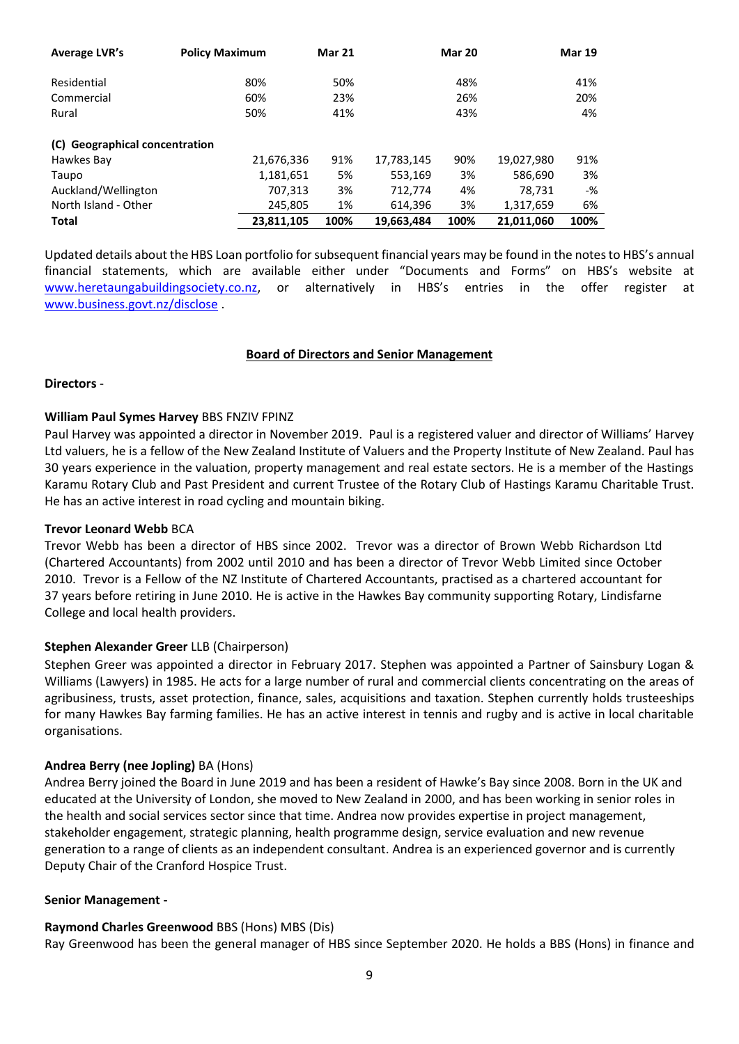| Average LVR's | Policy Maximum | Mar 21 | | Mar 20 | | Mar 19 | |
|---|---|---|---|---|---|---|---|
| Residential | 80% | 50% | | 48% | | 41% | |
| Commercial | 60% | 23% | | 26% | | 20% | |
| Rural | 50% | 41% | | 43% | | 4% | |
| **(C) Geographical concentration** | | | | | | | |
| Hawkes Bay | 21,676,336 | 91% | | 17,783,145 | 90% | 19,027,980 | 91% |
| Taupo | 1,181,651 | 5% | | 553,169 | 3% | 586,690 | 3% |
| Auckland/Wellington | 707,313 | 3% | | 712,774 | 4% | 78,731 | -% |
| North Island - Other | 245,805 | 1% | | 614,396 | 3% | 1,317,659 | 6% |
| **Total** | **23,811,105** | **100%** | | **19,663,484** | **100%** | **21,011,060** | **100%** |

Updated details about the HBS Loan portfolio for subsequent financial years may be found in the notes to HBS's annual financial statements, which are available either under "Documents and Forms" on HBS's website at www.heretaungabuildingsociety.co.nz, or alternatively in HBS's entries in the offer register at www.business.govt.nz/disclose .

## Board of Directors and Senior Management

**Directors** -

**William Paul Symes Harvey** BBS FNZIV FPINZ
Paul Harvey was appointed a director in November 2019. Paul is a registered valuer and director of Williams' Harvey Ltd valuers, he is a fellow of the New Zealand Institute of Valuers and the Property Institute of New Zealand. Paul has 30 years experience in the valuation, property management and real estate sectors. He is a member of the Hastings Karamu Rotary Club and Past President and current Trustee of the Rotary Club of Hastings Karamu Charitable Trust. He has an active interest in road cycling and mountain biking.

**Trevor Leonard Webb** BCA
Trevor Webb has been a director of HBS since 2002. Trevor was a director of Brown Webb Richardson Ltd (Chartered Accountants) from 2002 until 2010 and has been a director of Trevor Webb Limited since October 2010. Trevor is a Fellow of the NZ Institute of Chartered Accountants, practised as a chartered accountant for 37 years before retiring in June 2010. He is active in the Hawkes Bay community supporting Rotary, Lindisfarne College and local health providers.

**Stephen Alexander Greer** LLB (Chairperson)
Stephen Greer was appointed a director in February 2017. Stephen was appointed a Partner of Sainsbury Logan & Williams (Lawyers) in 1985. He acts for a large number of rural and commercial clients concentrating on the areas of agribusiness, trusts, asset protection, finance, sales, acquisitions and taxation. Stephen currently holds trusteeships for many Hawkes Bay farming families. He has an active interest in tennis and rugby and is active in local charitable organisations.

**Andrea Berry (nee Jopling)** BA (Hons)
Andrea Berry joined the Board in June 2019 and has been a resident of Hawke's Bay since 2008. Born in the UK and educated at the University of London, she moved to New Zealand in 2000, and has been working in senior roles in the health and social services sector since that time. Andrea now provides expertise in project management, stakeholder engagement, strategic planning, health programme design, service evaluation and new revenue generation to a range of clients as an independent consultant. Andrea is an experienced governor and is currently Deputy Chair of the Cranford Hospice Trust.

**Senior Management -**

**Raymond Charles Greenwood** BBS (Hons) MBS (Dis)
Ray Greenwood has been the general manager of HBS since September 2020. He holds a BBS (Hons) in finance and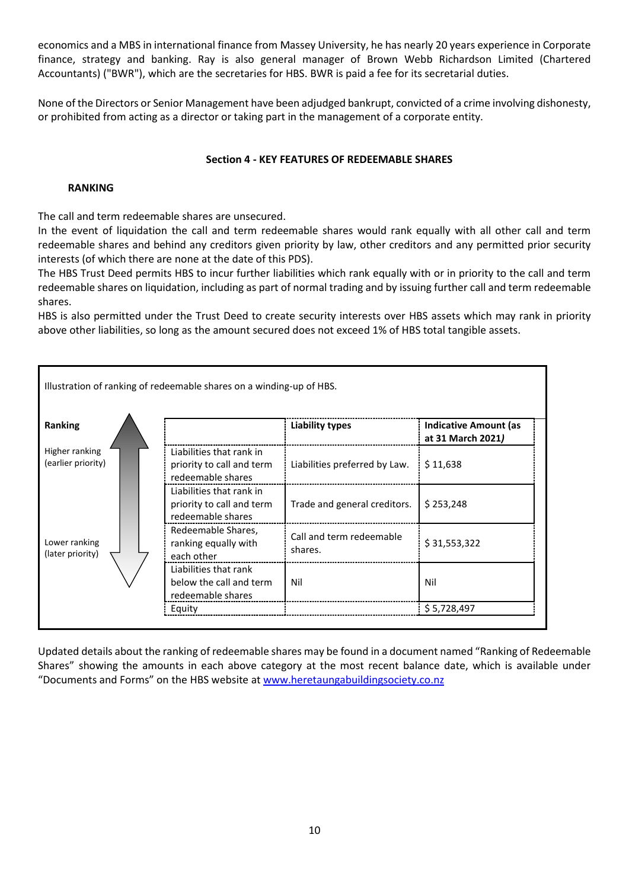economics and a MBS in international finance from Massey University, he has nearly 20 years experience in Corporate finance, strategy and banking. Ray is also general manager of Brown Webb Richardson Limited (Chartered Accountants) ("BWR"), which are the secretaries for HBS. BWR is paid a fee for its secretarial duties.

None of the Directors or Senior Management have been adjudged bankrupt, convicted of a crime involving dishonesty, or prohibited from acting as a director or taking part in the management of a corporate entity.

## Section 4 - KEY FEATURES OF REDEEMABLE SHARES

### RANKING

The call and term redeemable shares are unsecured.

In the event of liquidation the call and term redeemable shares would rank equally with all other call and term redeemable shares and behind any creditors given priority by law, other creditors and any permitted prior security interests (of which there are none at the date of this PDS).

The HBS Trust Deed permits HBS to incur further liabilities which rank equally with or in priority to the call and term redeemable shares on liquidation, including as part of normal trading and by issuing further call and term redeemable shares.

HBS is also permitted under the Trust Deed to create security interests over HBS assets which may rank in priority above other liabilities, so long as the amount secured does not exceed 1% of HBS total tangible assets.

Illustration of ranking of redeemable shares on a winding-up of HBS.

| Ranking | | Liability types | Indicative Amount (as at 31 March 2021) |
|---|---|---|---|
| Higher ranking (earlier priority) | Liabilities that rank in priority to call and term redeemable shares | Liabilities preferred by Law. | $ 11,638 |
| | Liabilities that rank in priority to call and term redeemable shares | Trade and general creditors. | $ 253,248 |
| Lower ranking (later priority) | Redeemable Shares, ranking equally with each other | Call and term redeemable shares. | $ 31,553,322 |
| | Liabilities that rank below the call and term redeemable shares | Nil | Nil |
| | Equity | | $ 5,728,497 |

Updated details about the ranking of redeemable shares may be found in a document named "Ranking of Redeemable Shares" showing the amounts in each above category at the most recent balance date, which is available under "Documents and Forms" on the HBS website at www.heretaungabuildingsociety.co.nz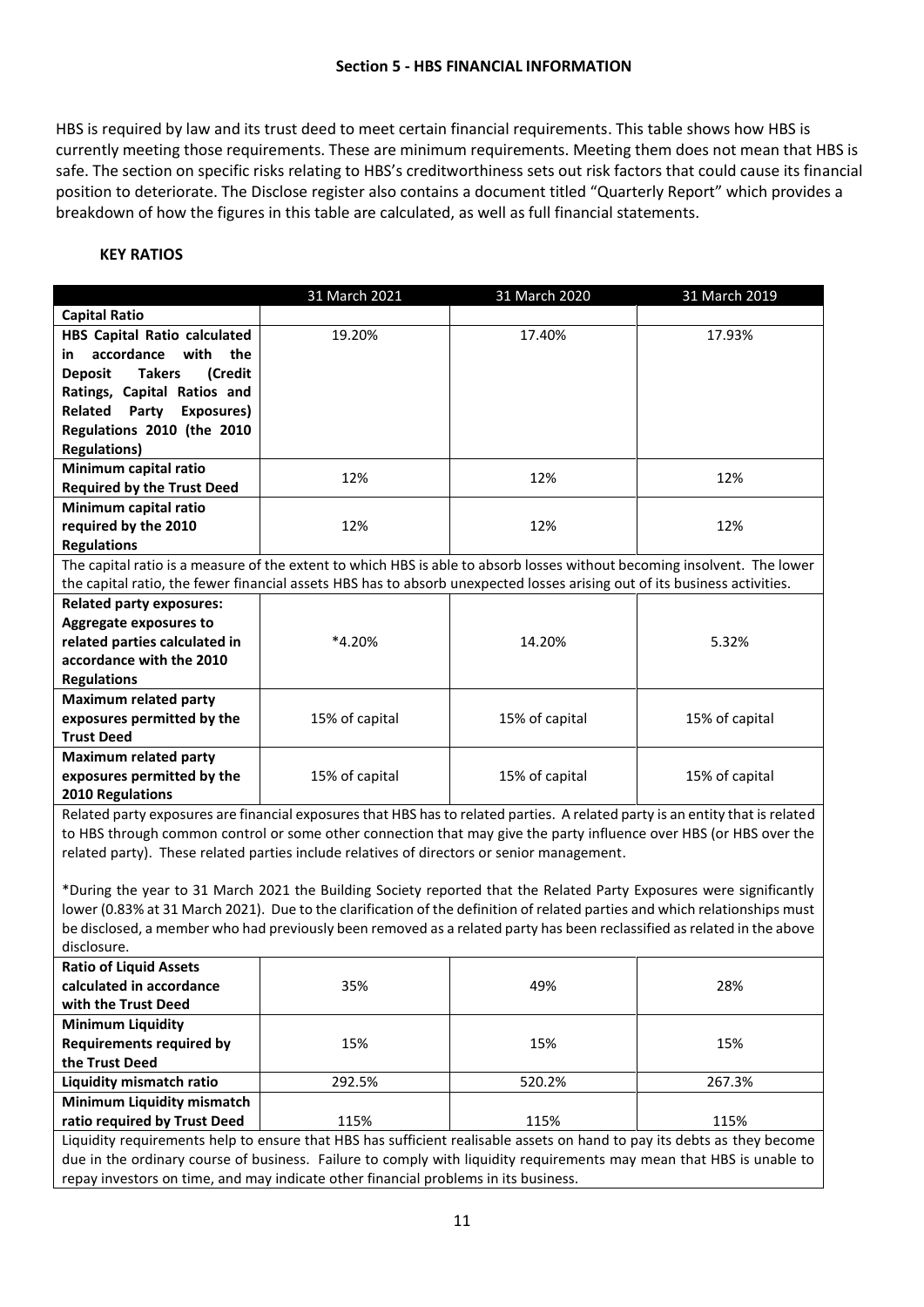## Section 5 - HBS FINANCIAL INFORMATION

HBS is required by law and its trust deed to meet certain financial requirements. This table shows how HBS is currently meeting those requirements. These are minimum requirements. Meeting them does not mean that HBS is safe. The section on specific risks relating to HBS's creditworthiness sets out risk factors that could cause its financial position to deteriorate. The Disclose register also contains a document titled "Quarterly Report" which provides a breakdown of how the figures in this table are calculated, as well as full financial statements.

### KEY RATIOS

| | 31 March 2021 | 31 March 2020 | 31 March 2019 |
|---|---|---|---|
| **Capital Ratio** | | | |
| **HBS Capital Ratio calculated in accordance with the Deposit Takers (Credit Ratings, Capital Ratios and Related Party Exposures) Regulations 2010 (the 2010 Regulations)** | 19.20% | 17.40% | 17.93% |
| **Minimum capital ratio Required by the Trust Deed** | 12% | 12% | 12% |
| **Minimum capital ratio required by the 2010 Regulations** | 12% | 12% | 12% |
| The capital ratio is a measure of the extent to which HBS is able to absorb losses without becoming insolvent. The lower the capital ratio, the fewer financial assets HBS has to absorb unexpected losses arising out of its business activities. | | | |
| **Related party exposures: Aggregate exposures to related parties calculated in accordance with the 2010 Regulations** | *4.20% | 14.20% | 5.32% |
| **Maximum related party exposures permitted by the Trust Deed** | 15% of capital | 15% of capital | 15% of capital |
| **Maximum related party exposures permitted by the 2010 Regulations** | 15% of capital | 15% of capital | 15% of capital |
| Related party exposures are financial exposures that HBS has to related parties. A related party is an entity that is related to HBS through common control or some other connection that may give the party influence over HBS (or HBS over the related party). These related parties include relatives of directors or senior management. *During the year to 31 March 2021 the Building Society reported that the Related Party Exposures were significantly lower (0.83% at 31 March 2021). Due to the clarification of the definition of related parties and which relationships must be disclosed, a member who had previously been removed as a related party has been reclassified as related in the above disclosure. | | | |
| **Ratio of Liquid Assets calculated in accordance with the Trust Deed** | 35% | 49% | 28% |
| **Minimum Liquidity Requirements required by the Trust Deed** | 15% | 15% | 15% |
| **Liquidity mismatch ratio** | 292.5% | 520.2% | 267.3% |
| **Minimum Liquidity mismatch ratio required by Trust Deed** | 115% | 115% | 115% |
| Liquidity requirements help to ensure that HBS has sufficient realisable assets on hand to pay its debts as they become due in the ordinary course of business. Failure to comply with liquidity requirements may mean that HBS is unable to repay investors on time, and may indicate other financial problems in its business. | | | |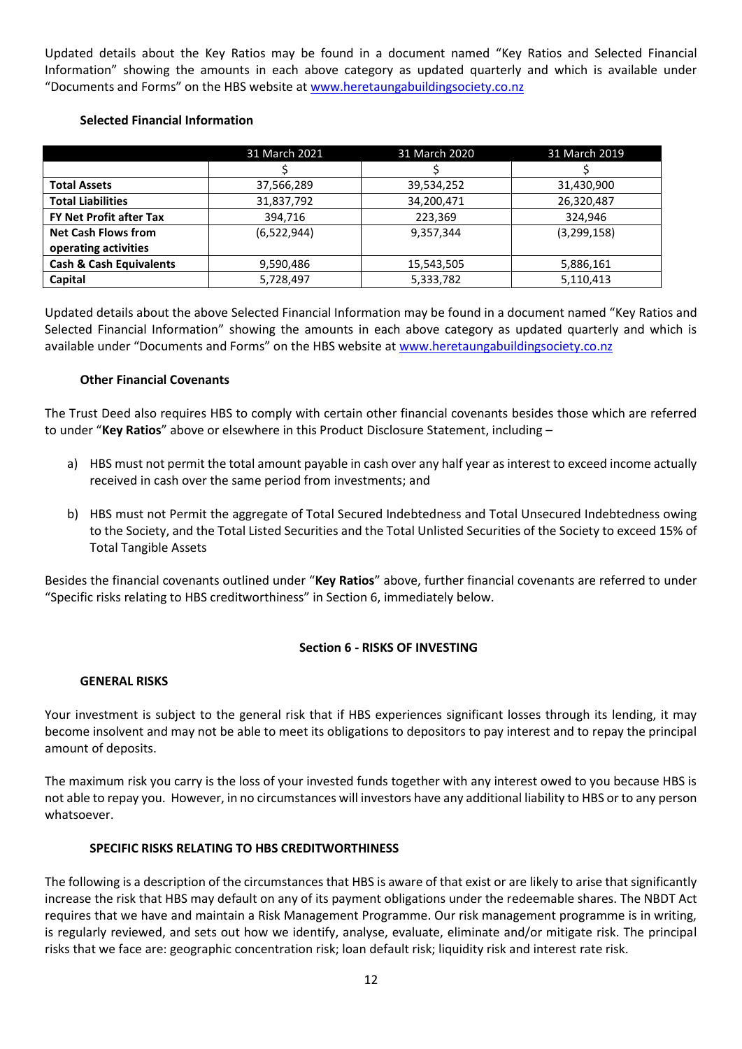Updated details about the Key Ratios may be found in a document named "Key Ratios and Selected Financial Information" showing the amounts in each above category as updated quarterly and which is available under "Documents and Forms" on the HBS website at www.heretaungabuildingsociety.co.nz

### Selected Financial Information

| | 31 March 2021 | 31 March 2020 | 31 March 2019 |
|---|---|---|---|
| | $ | $ | $ |
| **Total Assets** | 37,566,289 | 39,534,252 | 31,430,900 |
| **Total Liabilities** | 31,837,792 | 34,200,471 | 26,320,487 |
| **FY Net Profit after Tax** | 394,716 | 223,369 | 324,946 |
| **Net Cash Flows from operating activities** | (6,522,944) | 9,357,344 | (3,299,158) |
| **Cash & Cash Equivalents** | 9,590,486 | 15,543,505 | 5,886,161 |
| **Capital** | 5,728,497 | 5,333,782 | 5,110,413 |

Updated details about the above Selected Financial Information may be found in a document named "Key Ratios and Selected Financial Information" showing the amounts in each above category as updated quarterly and which is available under "Documents and Forms" on the HBS website at www.heretaungabuildingsociety.co.nz

### Other Financial Covenants

The Trust Deed also requires HBS to comply with certain other financial covenants besides those which are referred to under "**Key Ratios**" above or elsewhere in this Product Disclosure Statement, including –

a) HBS must not permit the total amount payable in cash over any half year as interest to exceed income actually received in cash over the same period from investments; and

b) HBS must not Permit the aggregate of Total Secured Indebtedness and Total Unsecured Indebtedness owing to the Society, and the Total Listed Securities and the Total Unlisted Securities of the Society to exceed 15% of Total Tangible Assets

Besides the financial covenants outlined under "**Key Ratios**" above, further financial covenants are referred to under "Specific risks relating to HBS creditworthiness" in Section 6, immediately below.

## Section 6 - RISKS OF INVESTING

### GENERAL RISKS

Your investment is subject to the general risk that if HBS experiences significant losses through its lending, it may become insolvent and may not be able to meet its obligations to depositors to pay interest and to repay the principal amount of deposits.

The maximum risk you carry is the loss of your invested funds together with any interest owed to you because HBS is not able to repay you. However, in no circumstances will investors have any additional liability to HBS or to any person whatsoever.

### SPECIFIC RISKS RELATING TO HBS CREDITWORTHINESS

The following is a description of the circumstances that HBS is aware of that exist or are likely to arise that significantly increase the risk that HBS may default on any of its payment obligations under the redeemable shares. The NBDT Act requires that we have and maintain a Risk Management Programme. Our risk management programme is in writing, is regularly reviewed, and sets out how we identify, analyse, evaluate, eliminate and/or mitigate risk. The principal risks that we face are: geographic concentration risk; loan default risk; liquidity risk and interest rate risk.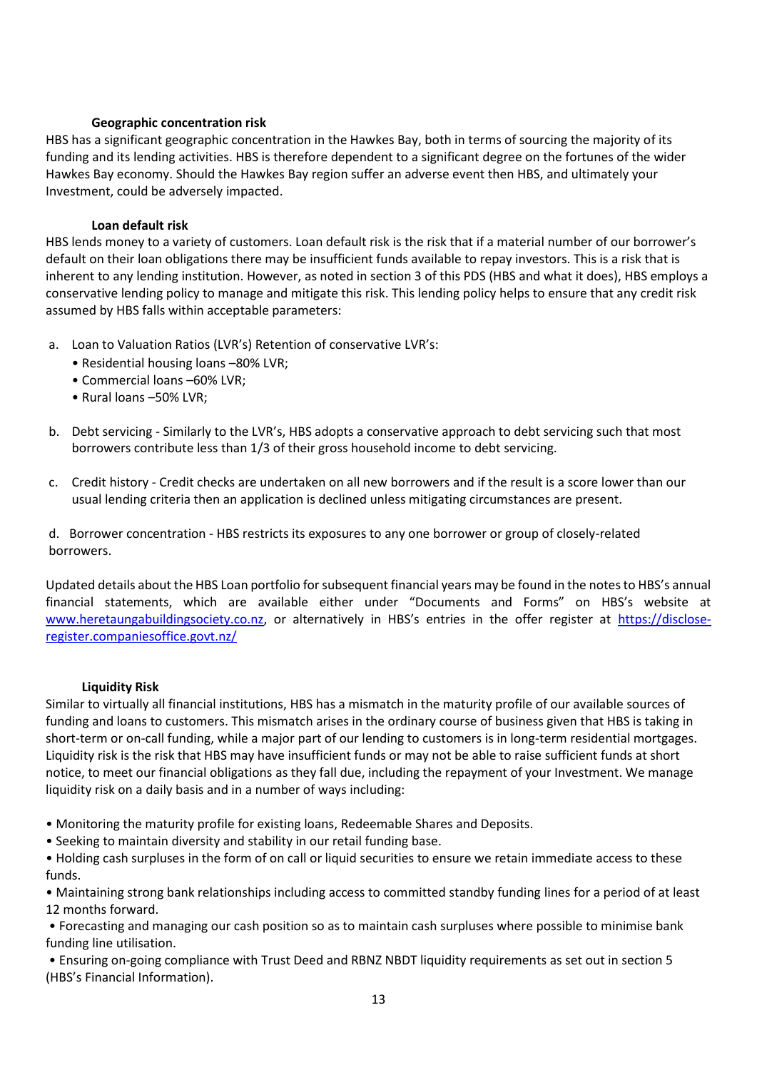### Geographic concentration risk

HBS has a significant geographic concentration in the Hawkes Bay, both in terms of sourcing the majority of its funding and its lending activities. HBS is therefore dependent to a significant degree on the fortunes of the wider Hawkes Bay economy. Should the Hawkes Bay region suffer an adverse event then HBS, and ultimately your Investment, could be adversely impacted.

### Loan default risk

HBS lends money to a variety of customers. Loan default risk is the risk that if a material number of our borrower's default on their loan obligations there may be insufficient funds available to repay investors. This is a risk that is inherent to any lending institution. However, as noted in section 3 of this PDS (HBS and what it does), HBS employs a conservative lending policy to manage and mitigate this risk. This lending policy helps to ensure that any credit risk assumed by HBS falls within acceptable parameters:

a. Loan to Valuation Ratios (LVR's) Retention of conservative LVR's:
   - Residential housing loans –80% LVR;
   - Commercial loans –60% LVR;
   - Rural loans –50% LVR;

b. Debt servicing - Similarly to the LVR's, HBS adopts a conservative approach to debt servicing such that most borrowers contribute less than 1/3 of their gross household income to debt servicing.

c. Credit history - Credit checks are undertaken on all new borrowers and if the result is a score lower than our usual lending criteria then an application is declined unless mitigating circumstances are present.

d. Borrower concentration - HBS restricts its exposures to any one borrower or group of closely-related borrowers.

Updated details about the HBS Loan portfolio for subsequent financial years may be found in the notes to HBS's annual financial statements, which are available either under "Documents and Forms" on HBS's website at www.heretaungabuildingsociety.co.nz, or alternatively in HBS's entries in the offer register at https://disclose-register.companiesoffice.govt.nz/

### Liquidity Risk

Similar to virtually all financial institutions, HBS has a mismatch in the maturity profile of our available sources of funding and loans to customers. This mismatch arises in the ordinary course of business given that HBS is taking in short-term or on-call funding, while a major part of our lending to customers is in long-term residential mortgages. Liquidity risk is the risk that HBS may have insufficient funds or may not be able to raise sufficient funds at short notice, to meet our financial obligations as they fall due, including the repayment of your Investment. We manage liquidity risk on a daily basis and in a number of ways including:

- Monitoring the maturity profile for existing loans, Redeemable Shares and Deposits.
- Seeking to maintain diversity and stability in our retail funding base.
- Holding cash surpluses in the form of on call or liquid securities to ensure we retain immediate access to these funds.
- Maintaining strong bank relationships including access to committed standby funding lines for a period of at least 12 months forward.
- Forecasting and managing our cash position so as to maintain cash surpluses where possible to minimise bank funding line utilisation.
- Ensuring on-going compliance with Trust Deed and RBNZ NBDT liquidity requirements as set out in section 5 (HBS's Financial Information).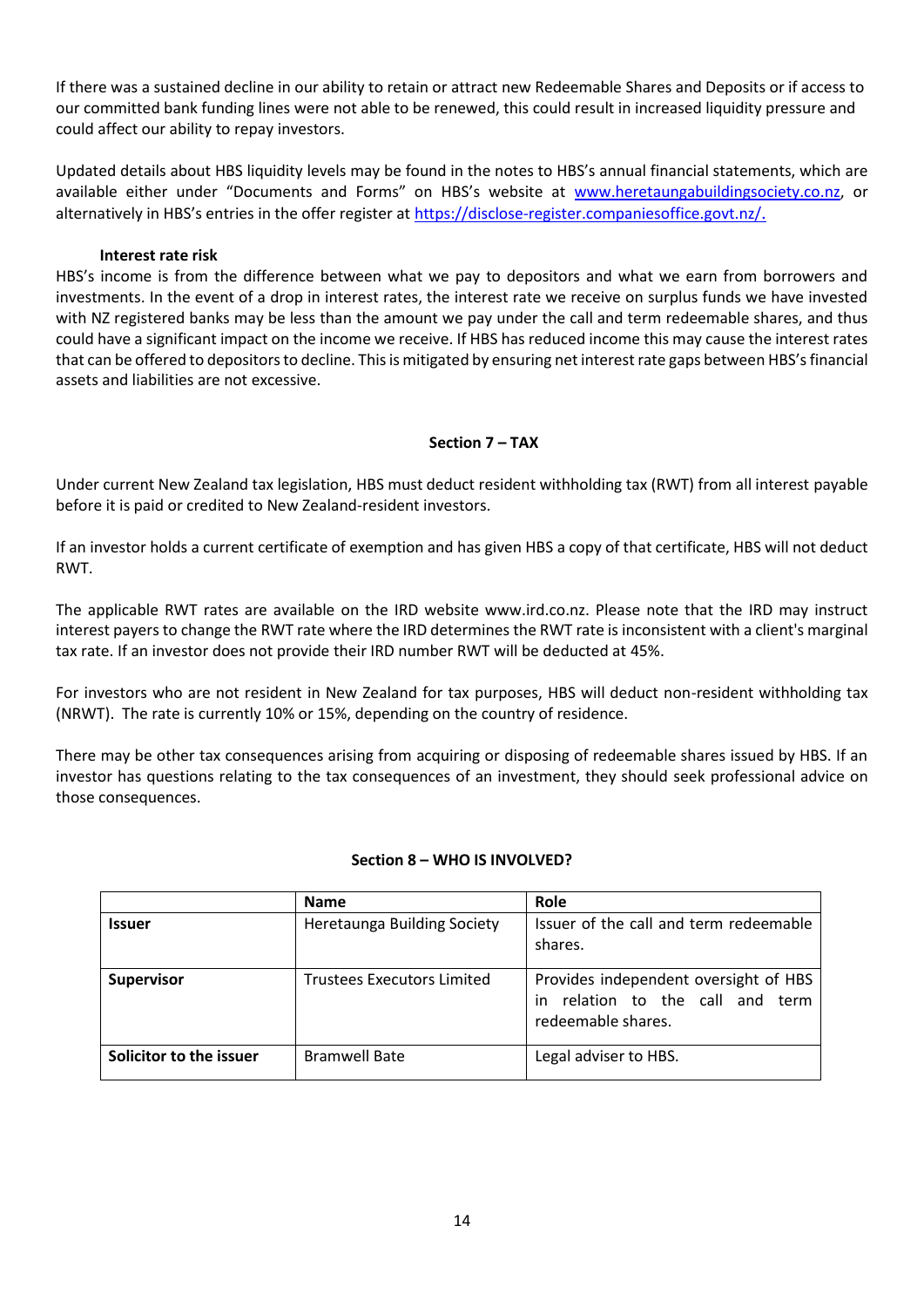If there was a sustained decline in our ability to retain or attract new Redeemable Shares and Deposits or if access to our committed bank funding lines were not able to be renewed, this could result in increased liquidity pressure and could affect our ability to repay investors.

Updated details about HBS liquidity levels may be found in the notes to HBS's annual financial statements, which are available either under "Documents and Forms" on HBS's website at [www.heretaungabuildingsociety.co.nz](www.heretaungabuildingsociety.co.nz), or alternatively in HBS's entries in the offer register at [https://disclose-register.companiesoffice.govt.nz/](https://disclose-register.companiesoffice.govt.nz/).

**Interest rate risk**

HBS's income is from the difference between what we pay to depositors and what we earn from borrowers and investments. In the event of a drop in interest rates, the interest rate we receive on surplus funds we have invested with NZ registered banks may be less than the amount we pay under the call and term redeemable shares, and thus could have a significant impact on the income we receive. If HBS has reduced income this may cause the interest rates that can be offered to depositors to decline. This is mitigated by ensuring net interest rate gaps between HBS's financial assets and liabilities are not excessive.

## Section 7 – TAX

Under current New Zealand tax legislation, HBS must deduct resident withholding tax (RWT) from all interest payable before it is paid or credited to New Zealand-resident investors.

If an investor holds a current certificate of exemption and has given HBS a copy of that certificate, HBS will not deduct RWT.

The applicable RWT rates are available on the IRD website www.ird.co.nz. Please note that the IRD may instruct interest payers to change the RWT rate where the IRD determines the RWT rate is inconsistent with a client's marginal tax rate. If an investor does not provide their IRD number RWT will be deducted at 45%.

For investors who are not resident in New Zealand for tax purposes, HBS will deduct non-resident withholding tax (NRWT). The rate is currently 10% or 15%, depending on the country of residence.

There may be other tax consequences arising from acquiring or disposing of redeemable shares issued by HBS. If an investor has questions relating to the tax consequences of an investment, they should seek professional advice on those consequences.

## Section 8 – WHO IS INVOLVED?

| | **Name** | **Role** |
|---|---|---|
| **Issuer** | Heretaunga Building Society | Issuer of the call and term redeemable shares. |
| **Supervisor** | Trustees Executors Limited | Provides independent oversight of HBS in relation to the call and term redeemable shares. |
| **Solicitor to the issuer** | Bramwell Bate | Legal adviser to HBS. |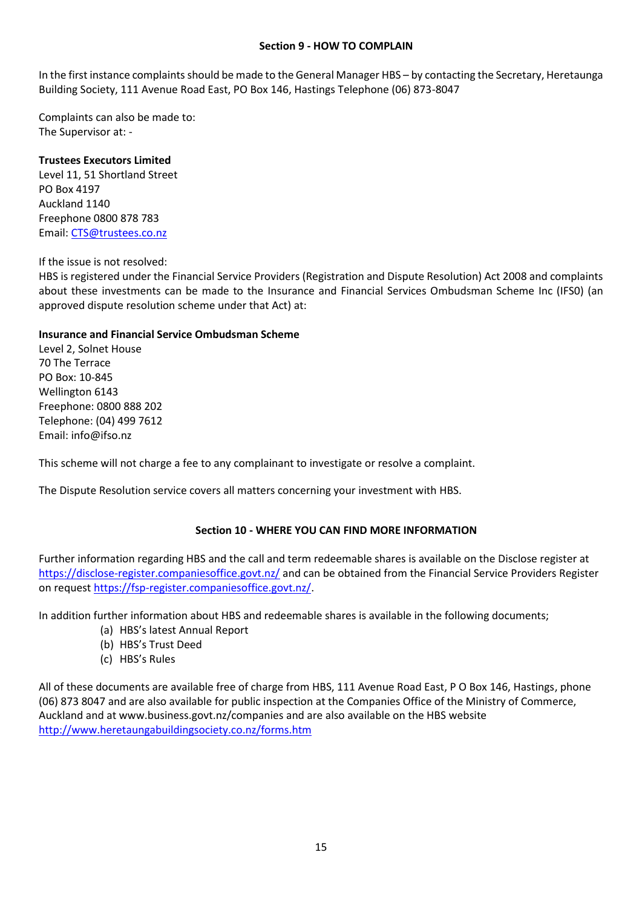## Section 9 - HOW TO COMPLAIN

In the first instance complaints should be made to the General Manager HBS – by contacting the Secretary, Heretaunga Building Society, 111 Avenue Road East, PO Box 146, Hastings Telephone (06) 873-8047

Complaints can also be made to:
The Supervisor at: -

**Trustees Executors Limited**
Level 11, 51 Shortland Street
PO Box 4197
Auckland 1140
Freephone 0800 878 783
Email: CTS@trustees.co.nz

If the issue is not resolved:
HBS is registered under the Financial Service Providers (Registration and Dispute Resolution) Act 2008 and complaints about these investments can be made to the Insurance and Financial Services Ombudsman Scheme Inc (IFS0) (an approved dispute resolution scheme under that Act) at:

**Insurance and Financial Service Ombudsman Scheme**
Level 2, Solnet House
70 The Terrace
PO Box: 10-845
Wellington 6143
Freephone: 0800 888 202
Telephone: (04) 499 7612
Email: info@ifso.nz

This scheme will not charge a fee to any complainant to investigate or resolve a complaint.

The Dispute Resolution service covers all matters concerning your investment with HBS.

## Section 10 - WHERE YOU CAN FIND MORE INFORMATION

Further information regarding HBS and the call and term redeemable shares is available on the Disclose register at https://disclose-register.companiesoffice.govt.nz/ and can be obtained from the Financial Service Providers Register on request https://fsp-register.companiesoffice.govt.nz/.

In addition further information about HBS and redeemable shares is available in the following documents;

(a) HBS's latest Annual Report
(b) HBS's Trust Deed
(c) HBS's Rules

All of these documents are available free of charge from HBS, 111 Avenue Road East, P O Box 146, Hastings, phone (06) 873 8047 and are also available for public inspection at the Companies Office of the Ministry of Commerce, Auckland and at www.business.govt.nz/companies and are also available on the HBS website http://www.heretaungabuildingsociety.co.nz/forms.htm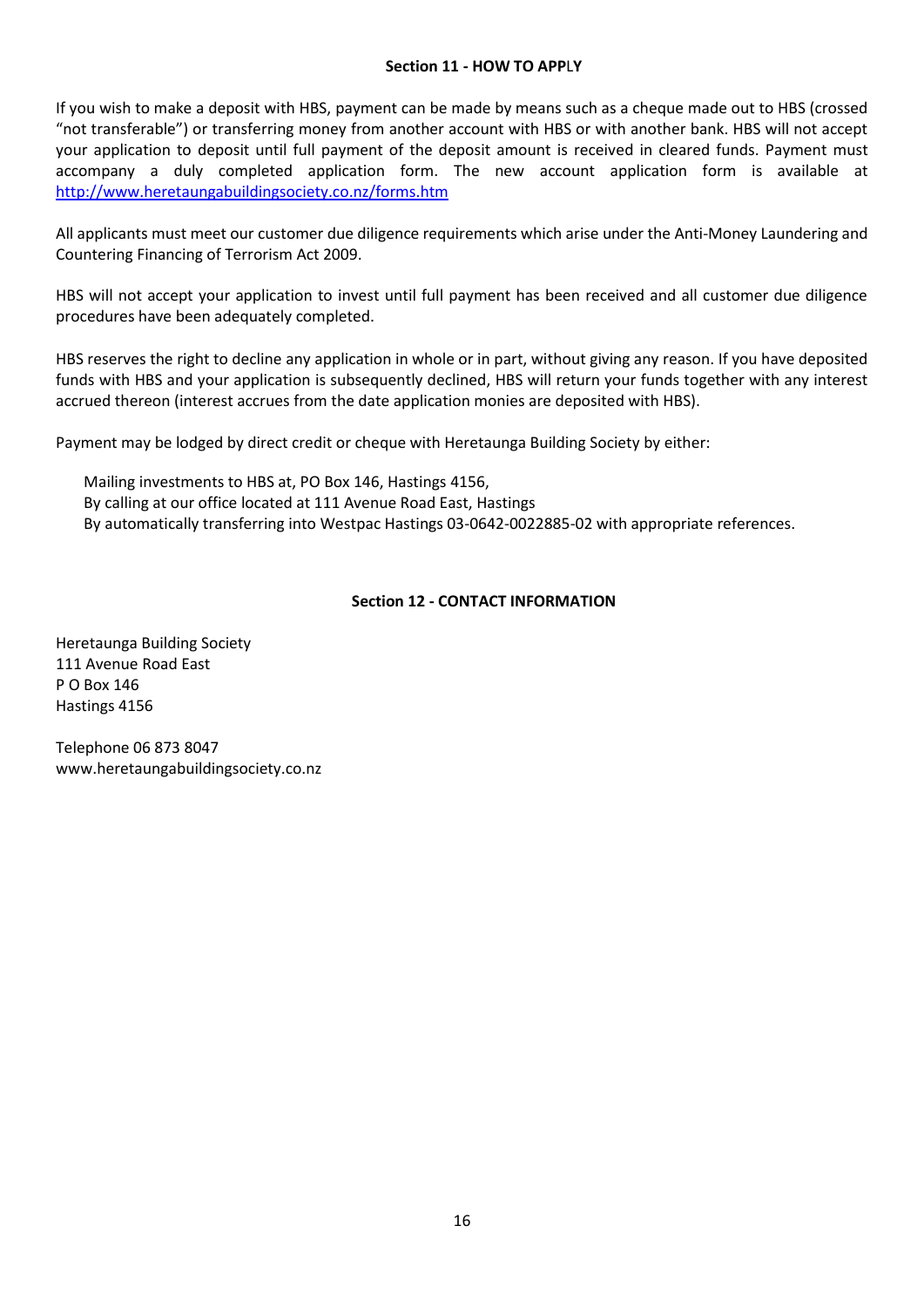## Section 11 - HOW TO APPLY

If you wish to make a deposit with HBS, payment can be made by means such as a cheque made out to HBS (crossed "not transferable") or transferring money from another account with HBS or with another bank. HBS will not accept your application to deposit until full payment of the deposit amount is received in cleared funds. Payment must accompany a duly completed application form. The new account application form is available at [http://www.heretaungabuildingsociety.co.nz/forms.htm](http://www.heretaungabuildingsociety.co.nz/forms.htm)

All applicants must meet our customer due diligence requirements which arise under the Anti-Money Laundering and Countering Financing of Terrorism Act 2009.

HBS will not accept your application to invest until full payment has been received and all customer due diligence procedures have been adequately completed.

HBS reserves the right to decline any application in whole or in part, without giving any reason. If you have deposited funds with HBS and your application is subsequently declined, HBS will return your funds together with any interest accrued thereon (interest accrues from the date application monies are deposited with HBS).

Payment may be lodged by direct credit or cheque with Heretaunga Building Society by either:

Mailing investments to HBS at, PO Box 146, Hastings 4156,
By calling at our office located at 111 Avenue Road East, Hastings
By automatically transferring into Westpac Hastings 03-0642-0022885-02 with appropriate references.

## Section 12 - CONTACT INFORMATION

Heretaunga Building Society
111 Avenue Road East
P O Box 146
Hastings 4156

Telephone 06 873 8047
www.heretaungabuildingsociety.co.nz